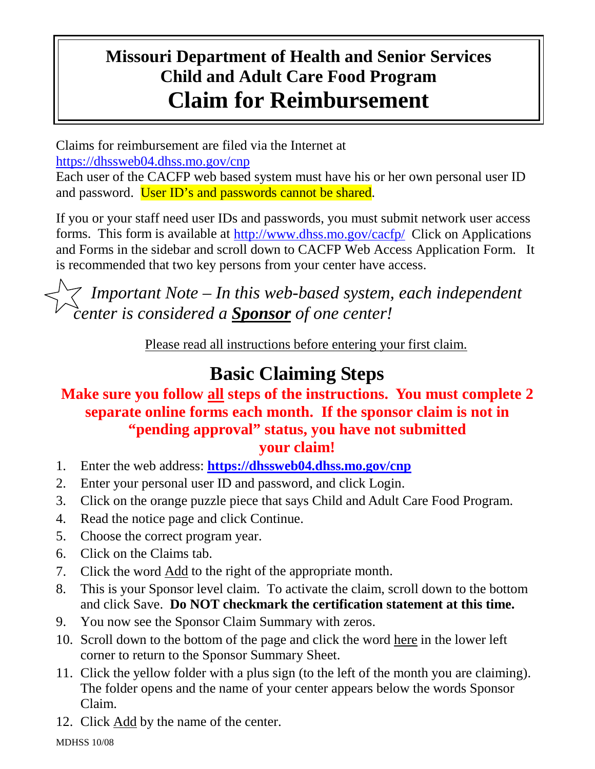# Missouri Department of Health and Senior Services
# Child and Adult Care Food Program
# Claim for Reimbursement

Claims for reimbursement are filed via the Internet at https://dhssweb04.dhss.mo.gov/cnp
Each user of the CACFP web based system must have his or her own personal user ID and password. User ID's and passwords cannot be shared.

If you or your staff need user IDs and passwords, you must submit network user access forms. This form is available at http://www.dhss.mo.gov/cacfp/ Click on Applications and Forms in the sidebar and scroll down to CACFP Web Access Application Form. It is recommended that two key persons from your center have access.

☆ *Important Note – In this web-based system, each independent center is considered a* ***Sponsor*** *of one center!*

Please read all instructions before entering your first claim.

## Basic Claiming Steps

**Make sure you follow all steps of the instructions. You must complete 2 separate online forms each month. If the sponsor claim is not in "pending approval" status, you have not submitted your claim!**

1. Enter the web address: **https://dhssweb04.dhss.mo.gov/cnp**
2. Enter your personal user ID and password, and click Login.
3. Click on the orange puzzle piece that says Child and Adult Care Food Program.
4. Read the notice page and click Continue.
5. Choose the correct program year.
6. Click on the Claims tab.
7. Click the word Add to the right of the appropriate month.
8. This is your Sponsor level claim. To activate the claim, scroll down to the bottom and click Save. **Do NOT checkmark the certification statement at this time.**
9. You now see the Sponsor Claim Summary with zeros.
10. Scroll down to the bottom of the page and click the word here in the lower left corner to return to the Sponsor Summary Sheet.
11. Click the yellow folder with a plus sign (to the left of the month you are claiming). The folder opens and the name of your center appears below the words Sponsor Claim.
12. Click Add by the name of the center.

MDHSS 10/08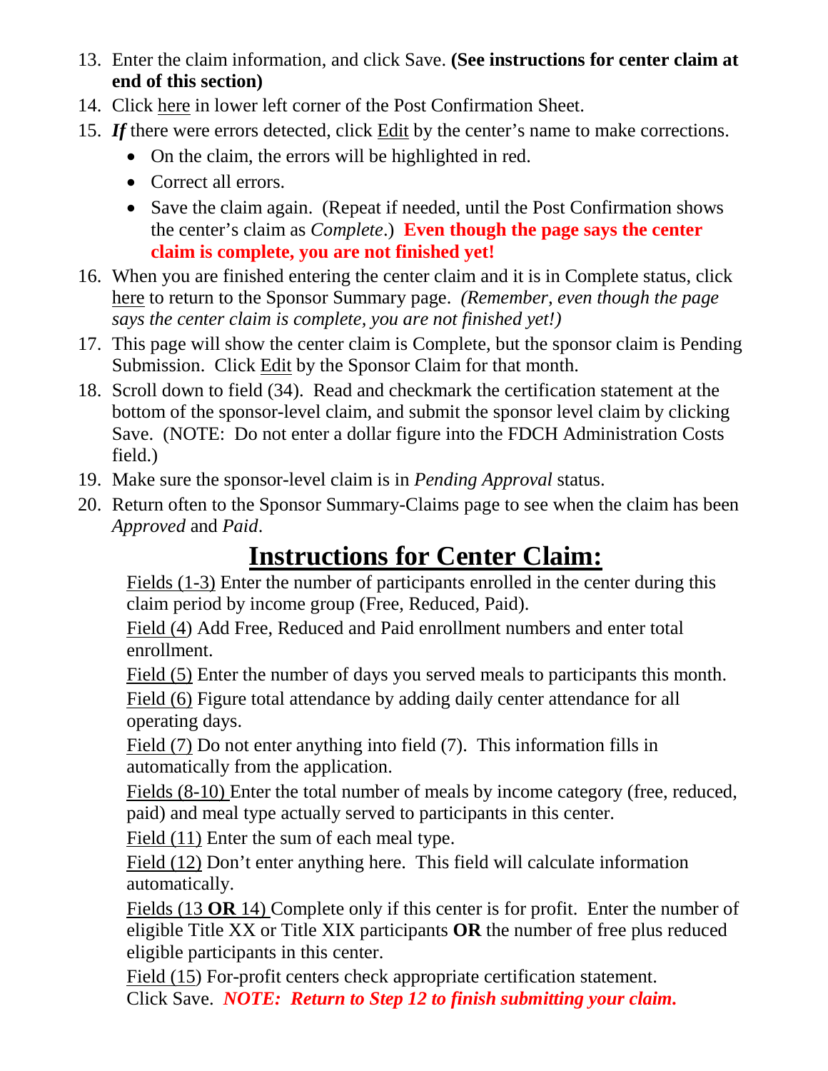13. Enter the claim information, and click Save. **(See instructions for center claim at end of this section)**
14. Click here in lower left corner of the Post Confirmation Sheet.
15. ***If*** there were errors detected, click Edit by the center's name to make corrections.
    - On the claim, the errors will be highlighted in red.
    - Correct all errors.
    - Save the claim again. (Repeat if needed, until the Post Confirmation shows the center's claim as *Complete*.) **Even though the page says the center claim is complete, you are not finished yet!**
16. When you are finished entering the center claim and it is in Complete status, click here to return to the Sponsor Summary page. *(Remember, even though the page says the center claim is complete, you are not finished yet!)*
17. This page will show the center claim is Complete, but the sponsor claim is Pending Submission. Click Edit by the Sponsor Claim for that month.
18. Scroll down to field (34). Read and checkmark the certification statement at the bottom of the sponsor-level claim, and submit the sponsor level claim by clicking Save. (NOTE: Do not enter a dollar figure into the FDCH Administration Costs field.)
19. Make sure the sponsor-level claim is in *Pending Approval* status.
20. Return often to the Sponsor Summary-Claims page to see when the claim has been *Approved* and *Paid*.

# Instructions for Center Claim:

Fields (1-3) Enter the number of participants enrolled in the center during this claim period by income group (Free, Reduced, Paid).

Field (4) Add Free, Reduced and Paid enrollment numbers and enter total enrollment.

Field (5) Enter the number of days you served meals to participants this month.

Field (6) Figure total attendance by adding daily center attendance for all operating days.

Field (7) Do not enter anything into field (7). This information fills in automatically from the application.

Fields (8-10) Enter the total number of meals by income category (free, reduced, paid) and meal type actually served to participants in this center.

Field (11) Enter the sum of each meal type.

Field (12) Don't enter anything here. This field will calculate information automatically.

Fields (13 **OR** 14) Complete only if this center is for profit. Enter the number of eligible Title XX or Title XIX participants **OR** the number of free plus reduced eligible participants in this center.

Field (15) For-profit centers check appropriate certification statement.

Click Save. ***NOTE: Return to Step 12 to finish submitting your claim.***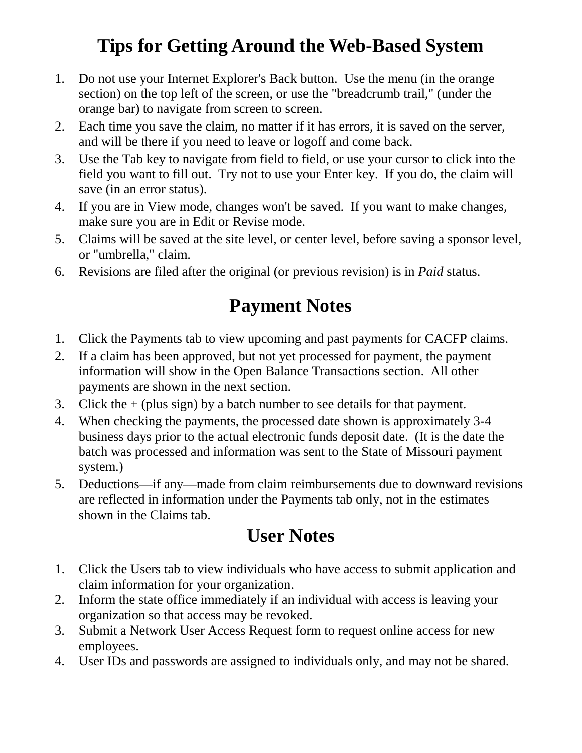# Tips for Getting Around the Web-Based System

1. Do not use your Internet Explorer's Back button. Use the menu (in the orange section) on the top left of the screen, or use the "breadcrumb trail," (under the orange bar) to navigate from screen to screen.
2. Each time you save the claim, no matter if it has errors, it is saved on the server, and will be there if you need to leave or logoff and come back.
3. Use the Tab key to navigate from field to field, or use your cursor to click into the field you want to fill out. Try not to use your Enter key. If you do, the claim will save (in an error status).
4. If you are in View mode, changes won't be saved. If you want to make changes, make sure you are in Edit or Revise mode.
5. Claims will be saved at the site level, or center level, before saving a sponsor level, or "umbrella," claim.
6. Revisions are filed after the original (or previous revision) is in *Paid* status.

# Payment Notes

1. Click the Payments tab to view upcoming and past payments for CACFP claims.
2. If a claim has been approved, but not yet processed for payment, the payment information will show in the Open Balance Transactions section. All other payments are shown in the next section.
3. Click the + (plus sign) by a batch number to see details for that payment.
4. When checking the payments, the processed date shown is approximately 3-4 business days prior to the actual electronic funds deposit date. (It is the date the batch was processed and information was sent to the State of Missouri payment system.)
5. Deductions—if any—made from claim reimbursements due to downward revisions are reflected in information under the Payments tab only, not in the estimates shown in the Claims tab.

# User Notes

1. Click the Users tab to view individuals who have access to submit application and claim information for your organization.
2. Inform the state office <u>immediately</u> if an individual with access is leaving your organization so that access may be revoked.
3. Submit a Network User Access Request form to request online access for new employees.
4. User IDs and passwords are assigned to individuals only, and may not be shared.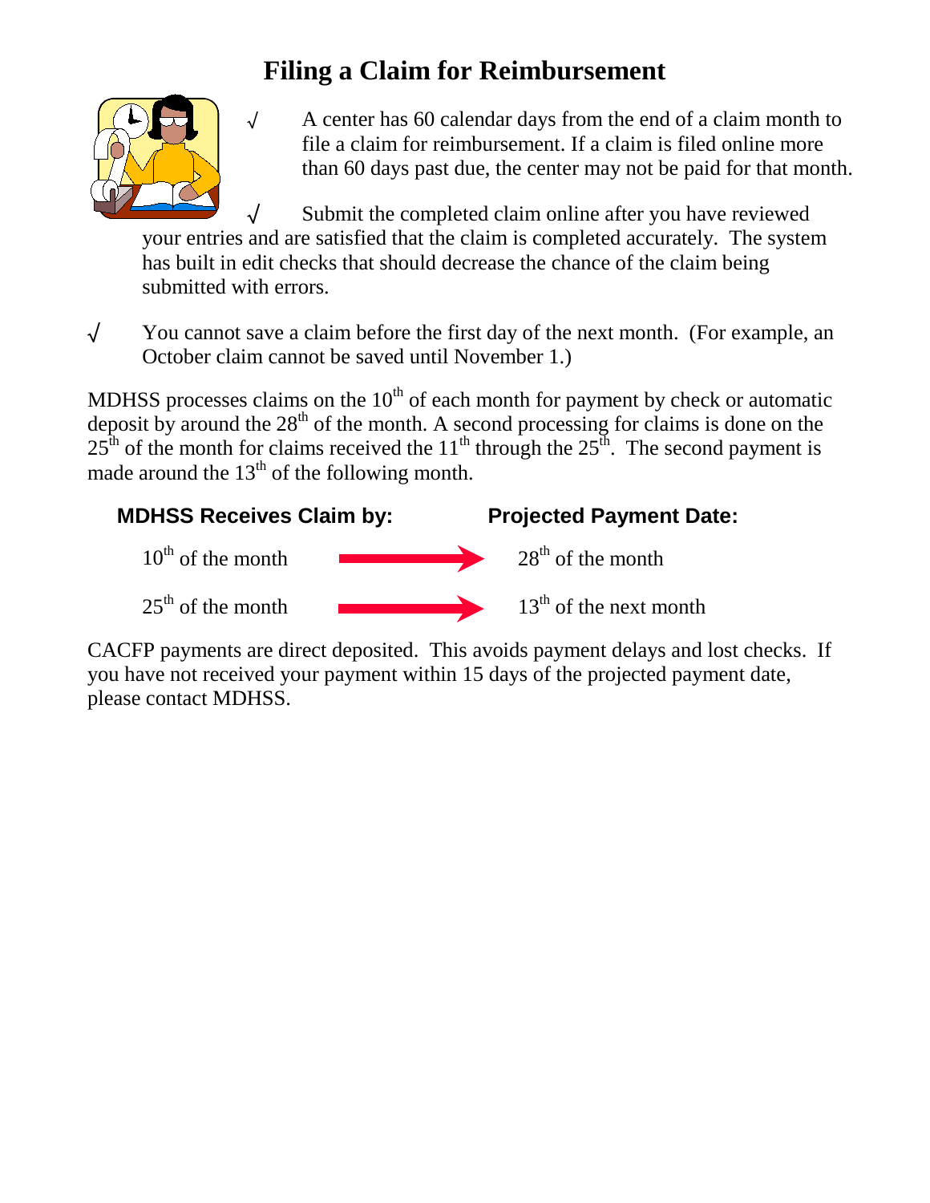# Filing a Claim for Reimbursement

- √ A center has 60 calendar days from the end of a claim month to file a claim for reimbursement. If a claim is filed online more than 60 days past due, the center may not be paid for that month.

- √ Submit the completed claim online after you have reviewed your entries and are satisfied that the claim is completed accurately. The system has built in edit checks that should decrease the chance of the claim being submitted with errors.

- √ You cannot save a claim before the first day of the next month. (For example, an October claim cannot be saved until November 1.)

MDHSS processes claims on the 10th of each month for payment by check or automatic deposit by around the 28th of the month. A second processing for claims is done on the 25th of the month for claims received the 11th through the 25th. The second payment is made around the 13th of the following month.

| MDHSS Receives Claim by: | | Projected Payment Date: |
|---|---|---|
| 10th of the month | → | 28th of the month |
| 25th of the month | → | 13th of the next month |

CACFP payments are direct deposited. This avoids payment delays and lost checks. If you have not received your payment within 15 days of the projected payment date, please contact MDHSS.